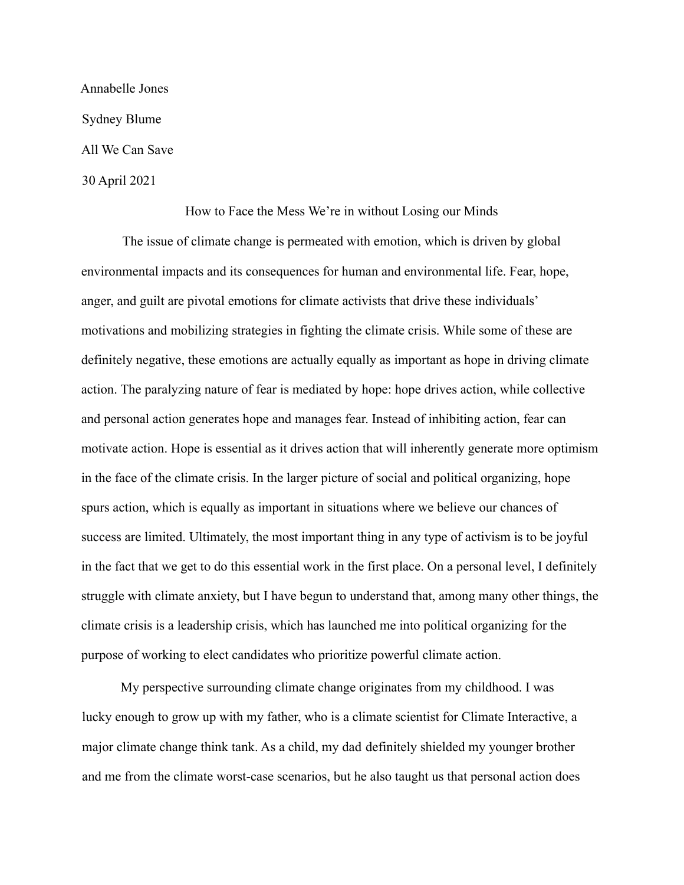Annabelle Jones

Sydney Blume

All We Can Save

30 April 2021

How to Face the Mess We're in without Losing our Minds

The issue of climate change is permeated with emotion, which is driven by global environmental impacts and its consequences for human and environmental life. Fear, hope, anger, and guilt are pivotal emotions for climate activists that drive these individuals' motivations and mobilizing strategies in fighting the climate crisis. While some of these are definitely negative, these emotions are actually equally as important as hope in driving climate action. The paralyzing nature of fear is mediated by hope: hope drives action, while collective and personal action generates hope and manages fear. Instead of inhibiting action, fear can motivate action. Hope is essential as it drives action that will inherently generate more optimism in the face of the climate crisis. In the larger picture of social and political organizing, hope spurs action, which is equally as important in situations where we believe our chances of success are limited. Ultimately, the most important thing in any type of activism is to be joyful in the fact that we get to do this essential work in the first place. On a personal level, I definitely struggle with climate anxiety, but I have begun to understand that, among many other things, the climate crisis is a leadership crisis, which has launched me into political organizing for the purpose of working to elect candidates who prioritize powerful climate action.

My perspective surrounding climate change originates from my childhood. I was lucky enough to grow up with my father, who is a climate scientist for Climate Interactive, a major climate change think tank. As a child, my dad definitely shielded my younger brother and me from the climate worst-case scenarios, but he also taught us that personal action does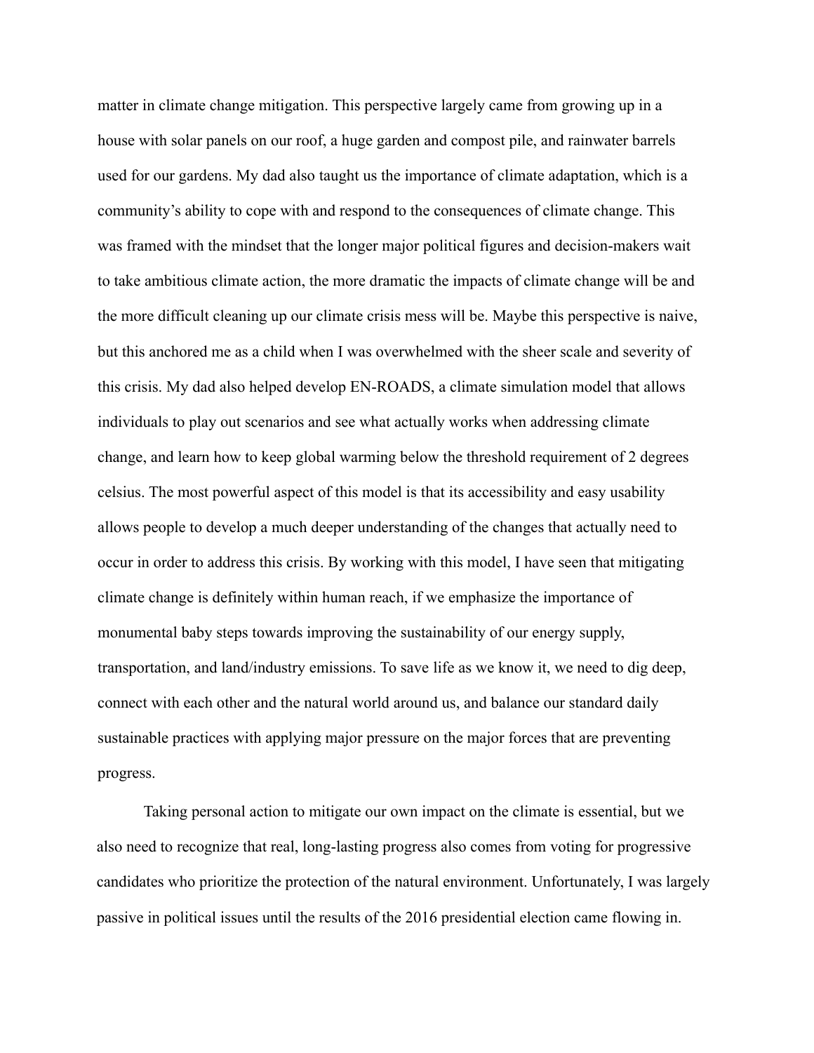matter in climate change mitigation. This perspective largely came from growing up in a house with solar panels on our roof, a huge garden and compost pile, and rainwater barrels used for our gardens. My dad also taught us the importance of climate adaptation, which is a community's ability to cope with and respond to the consequences of climate change. This was framed with the mindset that the longer major political figures and decision-makers wait to take ambitious climate action, the more dramatic the impacts of climate change will be and the more difficult cleaning up our climate crisis mess will be. Maybe this perspective is naive, but this anchored me as a child when I was overwhelmed with the sheer scale and severity of this crisis. My dad also helped develop EN-ROADS, a climate simulation model that allows individuals to play out scenarios and see what actually works when addressing climate change, and learn how to keep global warming below the threshold requirement of 2 degrees celsius. The most powerful aspect of this model is that its accessibility and easy usability allows people to develop a much deeper understanding of the changes that actually need to occur in order to address this crisis. By working with this model, I have seen that mitigating climate change is definitely within human reach, if we emphasize the importance of monumental baby steps towards improving the sustainability of our energy supply, transportation, and land/industry emissions. To save life as we know it, we need to dig deep, connect with each other and the natural world around us, and balance our standard daily sustainable practices with applying major pressure on the major forces that are preventing progress.

Taking personal action to mitigate our own impact on the climate is essential, but we also need to recognize that real, long-lasting progress also comes from voting for progressive candidates who prioritize the protection of the natural environment. Unfortunately, I was largely passive in political issues until the results of the 2016 presidential election came flowing in.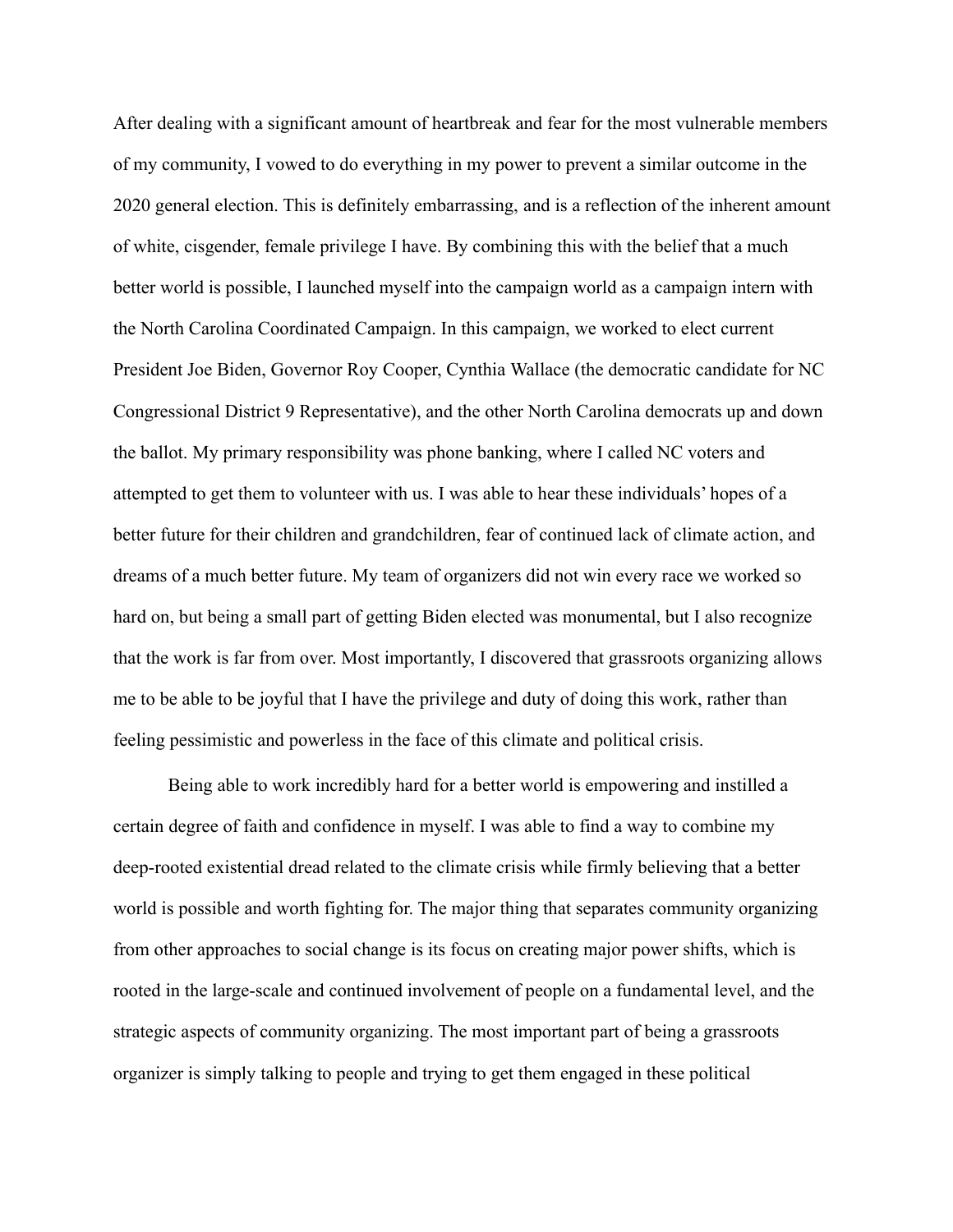After dealing with a significant amount of heartbreak and fear for the most vulnerable members of my community, I vowed to do everything in my power to prevent a similar outcome in the 2020 general election. This is definitely embarrassing, and is a reflection of the inherent amount of white, cisgender, female privilege I have. By combining this with the belief that a much better world is possible, I launched myself into the campaign world as a campaign intern with the North Carolina Coordinated Campaign. In this campaign, we worked to elect current President Joe Biden, Governor Roy Cooper, Cynthia Wallace (the democratic candidate for NC Congressional District 9 Representative), and the other North Carolina democrats up and down the ballot. My primary responsibility was phone banking, where I called NC voters and attempted to get them to volunteer with us. I was able to hear these individuals' hopes of a better future for their children and grandchildren, fear of continued lack of climate action, and dreams of a much better future. My team of organizers did not win every race we worked so hard on, but being a small part of getting Biden elected was monumental, but I also recognize that the work is far from over. Most importantly, I discovered that grassroots organizing allows me to be able to be joyful that I have the privilege and duty of doing this work, rather than feeling pessimistic and powerless in the face of this climate and political crisis.

Being able to work incredibly hard for a better world is empowering and instilled a certain degree of faith and confidence in myself. I was able to find a way to combine my deep-rooted existential dread related to the climate crisis while firmly believing that a better world is possible and worth fighting for. The major thing that separates community organizing from other approaches to social change is its focus on creating major power shifts, which is rooted in the large-scale and continued involvement of people on a fundamental level, and the strategic aspects of community organizing. The most important part of being a grassroots organizer is simply talking to people and trying to get them engaged in these political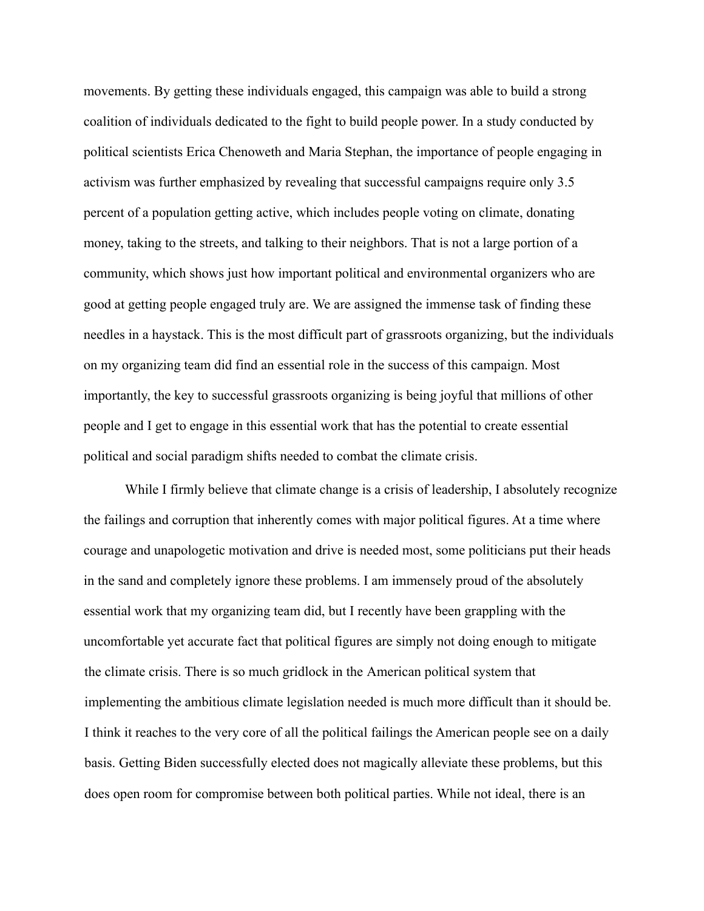movements. By getting these individuals engaged, this campaign was able to build a strong coalition of individuals dedicated to the fight to build people power. In a study conducted by political scientists Erica Chenoweth and Maria Stephan, the importance of people engaging in activism was further emphasized by revealing that successful campaigns require only 3.5 percent of a population getting active, which includes people voting on climate, donating money, taking to the streets, and talking to their neighbors. That is not a large portion of a community, which shows just how important political and environmental organizers who are good at getting people engaged truly are. We are assigned the immense task of finding these needles in a haystack. This is the most difficult part of grassroots organizing, but the individuals on my organizing team did find an essential role in the success of this campaign. Most importantly, the key to successful grassroots organizing is being joyful that millions of other people and I get to engage in this essential work that has the potential to create essential political and social paradigm shifts needed to combat the climate crisis.

While I firmly believe that climate change is a crisis of leadership, I absolutely recognize the failings and corruption that inherently comes with major political figures. At a time where courage and unapologetic motivation and drive is needed most, some politicians put their heads in the sand and completely ignore these problems. I am immensely proud of the absolutely essential work that my organizing team did, but I recently have been grappling with the uncomfortable yet accurate fact that political figures are simply not doing enough to mitigate the climate crisis. There is so much gridlock in the American political system that implementing the ambitious climate legislation needed is much more difficult than it should be. I think it reaches to the very core of all the political failings the American people see on a daily basis. Getting Biden successfully elected does not magically alleviate these problems, but this does open room for compromise between both political parties. While not ideal, there is an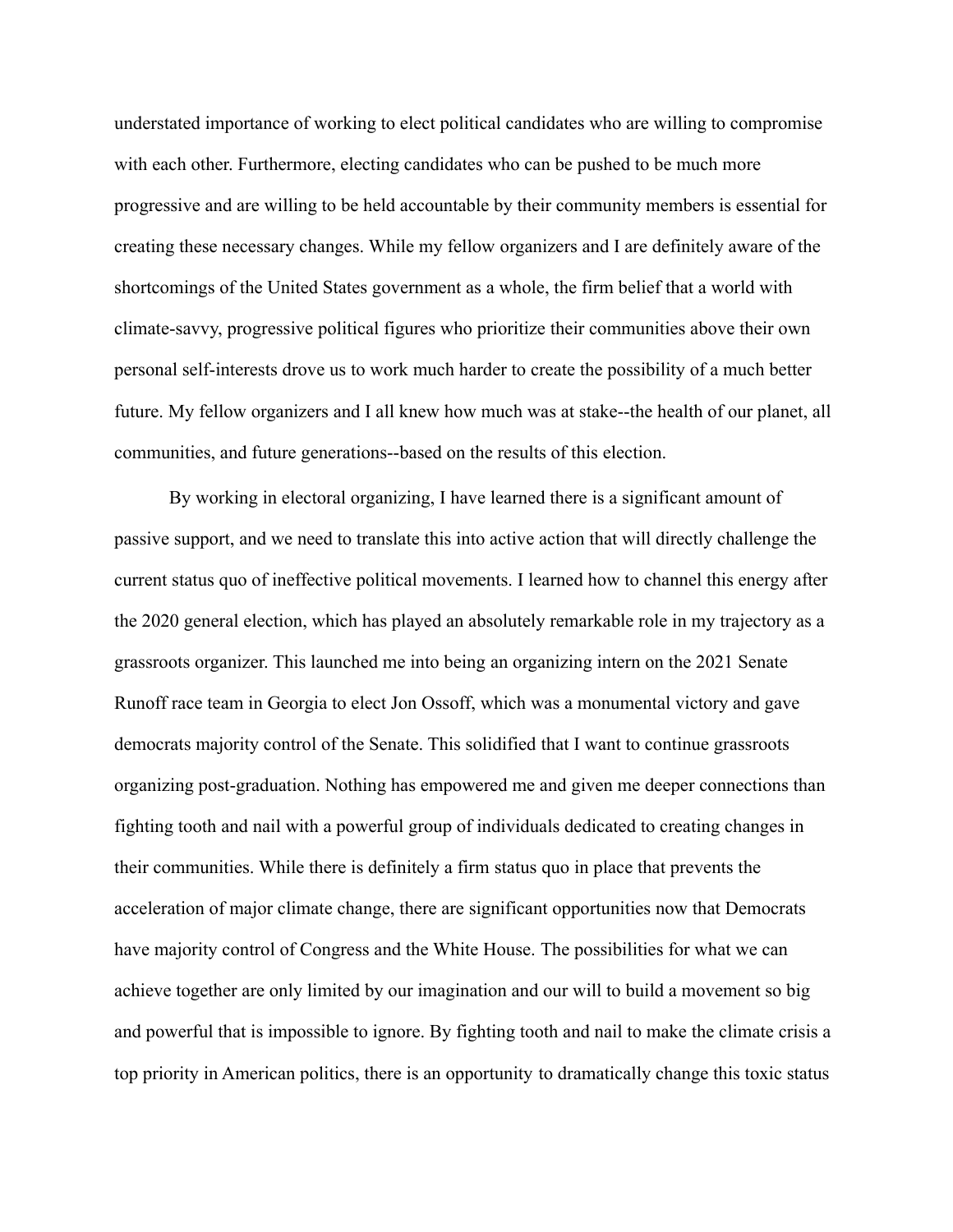understated importance of working to elect political candidates who are willing to compromise with each other. Furthermore, electing candidates who can be pushed to be much more progressive and are willing to be held accountable by their community members is essential for creating these necessary changes. While my fellow organizers and I are definitely aware of the shortcomings of the United States government as a whole, the firm belief that a world with climate-savvy, progressive political figures who prioritize their communities above their own personal self-interests drove us to work much harder to create the possibility of a much better future. My fellow organizers and I all knew how much was at stake--the health of our planet, all communities, and future generations--based on the results of this election.

By working in electoral organizing, I have learned there is a significant amount of passive support, and we need to translate this into active action that will directly challenge the current status quo of ineffective political movements. I learned how to channel this energy after the 2020 general election, which has played an absolutely remarkable role in my trajectory as a grassroots organizer. This launched me into being an organizing intern on the 2021 Senate Runoff race team in Georgia to elect Jon Ossoff, which was a monumental victory and gave democrats majority control of the Senate. This solidified that I want to continue grassroots organizing post-graduation. Nothing has empowered me and given me deeper connections than fighting tooth and nail with a powerful group of individuals dedicated to creating changes in their communities. While there is definitely a firm status quo in place that prevents the acceleration of major climate change, there are significant opportunities now that Democrats have majority control of Congress and the White House. The possibilities for what we can achieve together are only limited by our imagination and our will to build a movement so big and powerful that is impossible to ignore. By fighting tooth and nail to make the climate crisis a top priority in American politics, there is an opportunity to dramatically change this toxic status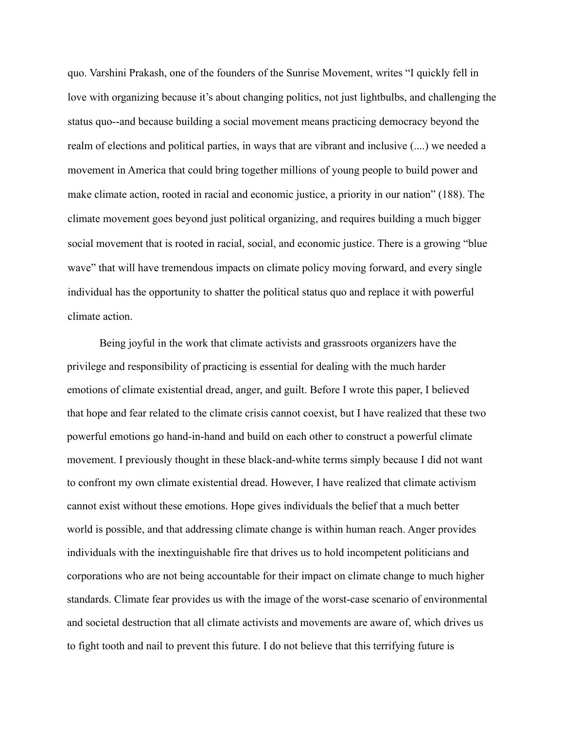quo. Varshini Prakash, one of the founders of the Sunrise Movement, writes "I quickly fell in love with organizing because it's about changing politics, not just lightbulbs, and challenging the status quo--and because building a social movement means practicing democracy beyond the realm of elections and political parties, in ways that are vibrant and inclusive (....) we needed a movement in America that could bring together millions of young people to build power and make climate action, rooted in racial and economic justice, a priority in our nation" (188). The climate movement goes beyond just political organizing, and requires building a much bigger social movement that is rooted in racial, social, and economic justice. There is a growing "blue wave" that will have tremendous impacts on climate policy moving forward, and every single individual has the opportunity to shatter the political status quo and replace it with powerful climate action.

Being joyful in the work that climate activists and grassroots organizers have the privilege and responsibility of practicing is essential for dealing with the much harder emotions of climate existential dread, anger, and guilt. Before I wrote this paper, I believed that hope and fear related to the climate crisis cannot coexist, but I have realized that these two powerful emotions go hand-in-hand and build on each other to construct a powerful climate movement. I previously thought in these black-and-white terms simply because I did not want to confront my own climate existential dread. However, I have realized that climate activism cannot exist without these emotions. Hope gives individuals the belief that a much better world is possible, and that addressing climate change is within human reach. Anger provides individuals with the inextinguishable fire that drives us to hold incompetent politicians and corporations who are not being accountable for their impact on climate change to much higher standards. Climate fear provides us with the image of the worst-case scenario of environmental and societal destruction that all climate activists and movements are aware of, which drives us to fight tooth and nail to prevent this future. I do not believe that this terrifying future is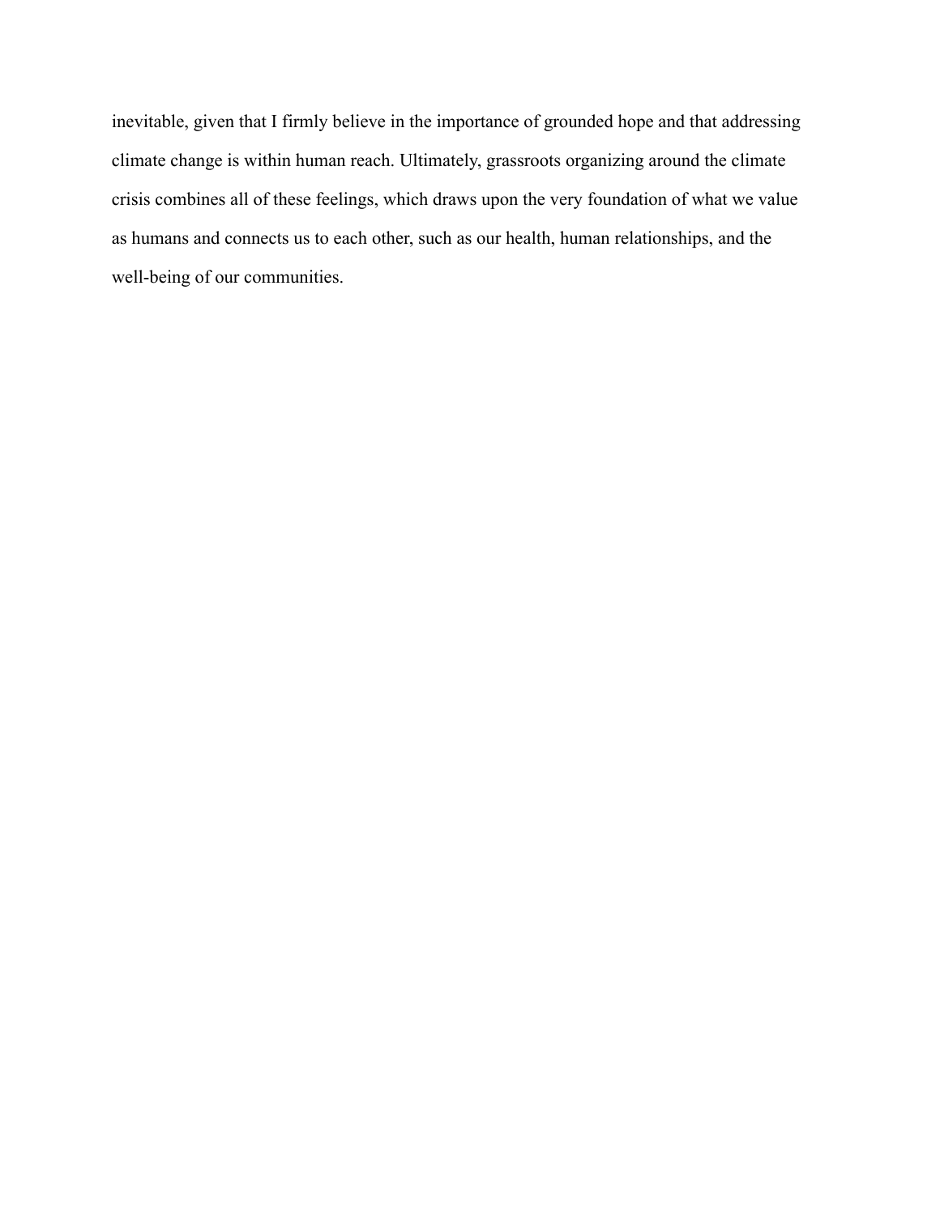inevitable, given that I firmly believe in the importance of grounded hope and that addressing climate change is within human reach. Ultimately, grassroots organizing around the climate crisis combines all of these feelings, which draws upon the very foundation of what we value as humans and connects us to each other, such as our health, human relationships, and the well-being of our communities.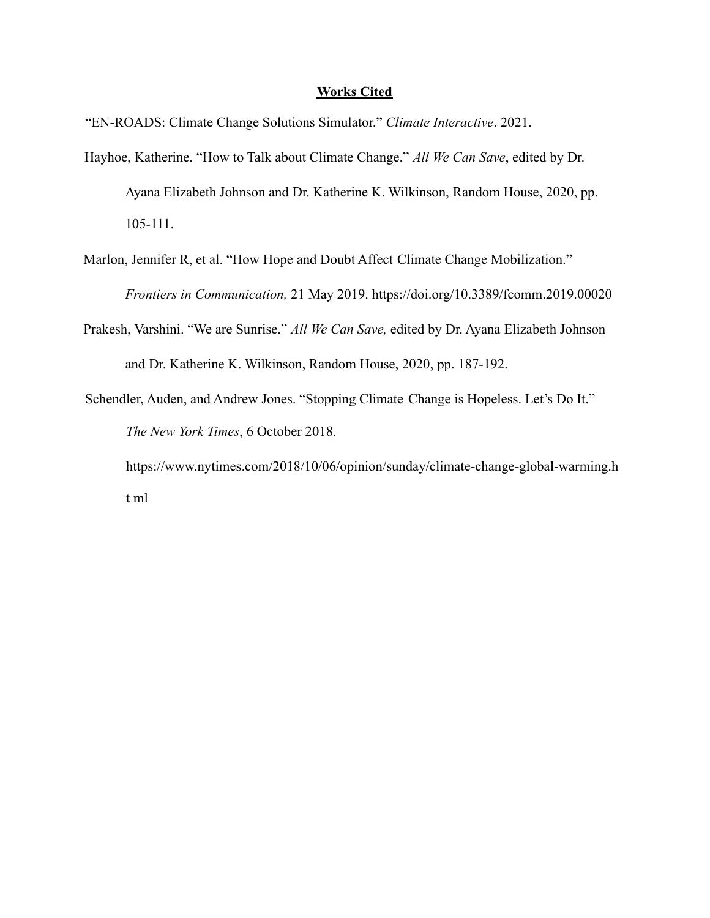# **Works Cited**

"EN-ROADS: Climate Change Solutions Simulator." *Climate Interactive*. 2021.

Hayhoe, Katherine. "How to Talk about Climate Change." *All We Can Save*, edited by Dr. Ayana Elizabeth Johnson and Dr. Katherine K. Wilkinson, Random House, 2020, pp. 105-111.

Marlon, Jennifer R, et al. "How Hope and Doubt Affect Climate Change Mobilization." *Frontiers in Communication,* 21 May 2019. https://doi.org/10.3389/fcomm.2019.00020

Prakesh, Varshini. "We are Sunrise." *All We Can Save,* edited by Dr. Ayana Elizabeth Johnson and Dr. Katherine K. Wilkinson, Random House, 2020, pp. 187-192.

Schendler, Auden, and Andrew Jones. "Stopping Climate Change is Hopeless. Let's Do It." *The New York Times*, 6 October 2018. https://www.nytimes.com/2018/10/06/opinion/sunday/climate-change-global-warming.h t ml